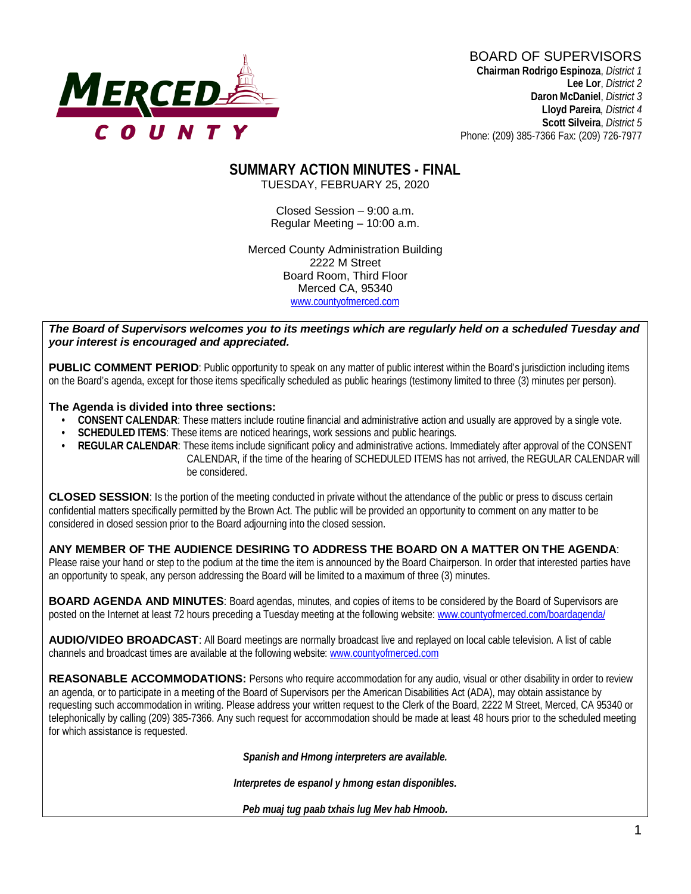MERCED COUNTY

BOARD OF SUPERVISORS

**Chairman Rodrigo Espinoza**, *District 1*
**Lee Lor**, *District 2*
**Daron McDaniel**, *District 3*
**Lloyd Pareira**, *District 4*
**Scott Silveira**, *District 5*
Phone: (209) 385-7366 Fax: (209) 726-7977

# SUMMARY ACTION MINUTES - FINAL

TUESDAY, FEBRUARY 25, 2020

Closed Session – 9:00 a.m.
Regular Meeting – 10:00 a.m.

Merced County Administration Building
2222 M Street
Board Room, Third Floor
Merced CA, 95340
www.countyofmerced.com

***The Board of Supervisors welcomes you to its meetings which are regularly held on a scheduled Tuesday and your interest is encouraged and appreciated.***

**PUBLIC COMMENT PERIOD**: Public opportunity to speak on any matter of public interest within the Board's jurisdiction including items on the Board's agenda, except for those items specifically scheduled as public hearings (testimony limited to three (3) minutes per person).

**The Agenda is divided into three sections:**

- **CONSENT CALENDAR**: These matters include routine financial and administrative action and usually are approved by a single vote.
- **SCHEDULED ITEMS**: These items are noticed hearings, work sessions and public hearings.
- **REGULAR CALENDAR**: These items include significant policy and administrative actions. Immediately after approval of the CONSENT CALENDAR, if the time of the hearing of SCHEDULED ITEMS has not arrived, the REGULAR CALENDAR will be considered.

**CLOSED SESSION**: Is the portion of the meeting conducted in private without the attendance of the public or press to discuss certain confidential matters specifically permitted by the Brown Act. The public will be provided an opportunity to comment on any matter to be considered in closed session prior to the Board adjourning into the closed session.

**ANY MEMBER OF THE AUDIENCE DESIRING TO ADDRESS THE BOARD ON A MATTER ON THE AGENDA**: Please raise your hand or step to the podium at the time the item is announced by the Board Chairperson. In order that interested parties have an opportunity to speak, any person addressing the Board will be limited to a maximum of three (3) minutes.

**BOARD AGENDA AND MINUTES**: Board agendas, minutes, and copies of items to be considered by the Board of Supervisors are posted on the Internet at least 72 hours preceding a Tuesday meeting at the following website: www.countyofmerced.com/boardagenda/

**AUDIO/VIDEO BROADCAST**: All Board meetings are normally broadcast live and replayed on local cable television. A list of cable channels and broadcast times are available at the following website: www.countyofmerced.com

**REASONABLE ACCOMMODATIONS:** Persons who require accommodation for any audio, visual or other disability in order to review an agenda, or to participate in a meeting of the Board of Supervisors per the American Disabilities Act (ADA), may obtain assistance by requesting such accommodation in writing. Please address your written request to the Clerk of the Board, 2222 M Street, Merced, CA 95340 or telephonically by calling (209) 385-7366. Any such request for accommodation should be made at least 48 hours prior to the scheduled meeting for which assistance is requested.

***Spanish and Hmong interpreters are available.***

***Interpretes de espanol y hmong estan disponibles.***

***Peb muaj tug paab txhais lug Mev hab Hmoob.***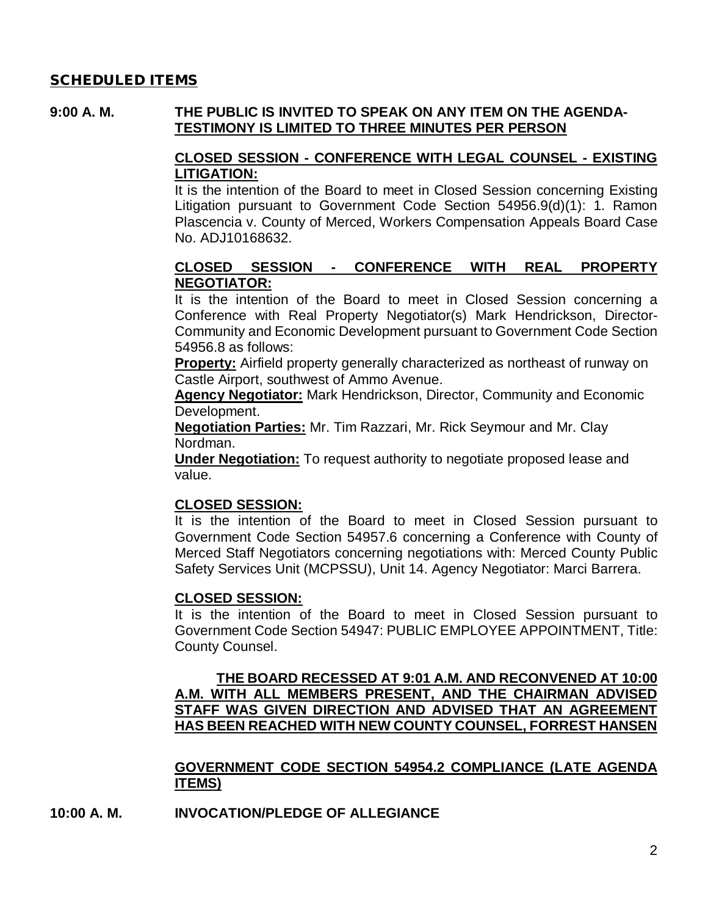## SCHEDULED ITEMS

**9:00 A. M. THE PUBLIC IS INVITED TO SPEAK ON ANY ITEM ON THE AGENDA-TESTIMONY IS LIMITED TO THREE MINUTES PER PERSON**

**CLOSED SESSION - CONFERENCE WITH LEGAL COUNSEL - EXISTING LITIGATION:**

It is the intention of the Board to meet in Closed Session concerning Existing Litigation pursuant to Government Code Section 54956.9(d)(1): 1. Ramon Plascencia v. County of Merced, Workers Compensation Appeals Board Case No. ADJ10168632.

**CLOSED SESSION - CONFERENCE WITH REAL PROPERTY NEGOTIATOR:**

It is the intention of the Board to meet in Closed Session concerning a Conference with Real Property Negotiator(s) Mark Hendrickson, Director-Community and Economic Development pursuant to Government Code Section 54956.8 as follows:

**Property:** Airfield property generally characterized as northeast of runway on Castle Airport, southwest of Ammo Avenue.

**Agency Negotiator:** Mark Hendrickson, Director, Community and Economic Development.

**Negotiation Parties:** Mr. Tim Razzari, Mr. Rick Seymour and Mr. Clay Nordman.

**Under Negotiation:** To request authority to negotiate proposed lease and value.

**CLOSED SESSION:**

It is the intention of the Board to meet in Closed Session pursuant to Government Code Section 54957.6 concerning a Conference with County of Merced Staff Negotiators concerning negotiations with: Merced County Public Safety Services Unit (MCPSSU), Unit 14. Agency Negotiator: Marci Barrera.

**CLOSED SESSION:**

It is the intention of the Board to meet in Closed Session pursuant to Government Code Section 54947: PUBLIC EMPLOYEE APPOINTMENT, Title: County Counsel.

**THE BOARD RECESSED AT 9:01 A.M. AND RECONVENED AT 10:00 A.M. WITH ALL MEMBERS PRESENT, AND THE CHAIRMAN ADVISED STAFF WAS GIVEN DIRECTION AND ADVISED THAT AN AGREEMENT HAS BEEN REACHED WITH NEW COUNTY COUNSEL, FORREST HANSEN**

**GOVERNMENT CODE SECTION 54954.2 COMPLIANCE (LATE AGENDA ITEMS)**

**10:00 A. M. INVOCATION/PLEDGE OF ALLEGIANCE**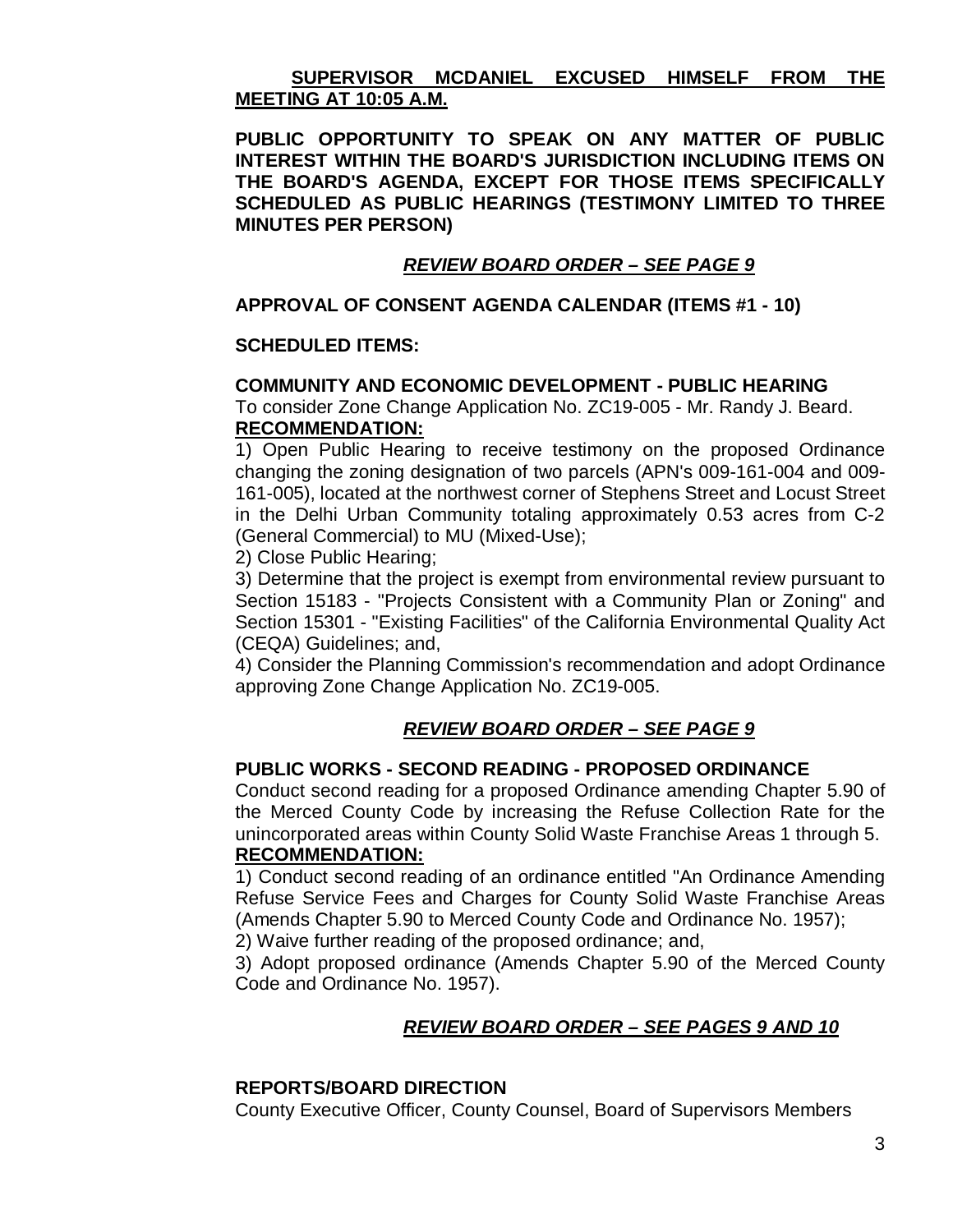**<u>SUPERVISOR MCDANIEL EXCUSED HIMSELF FROM THE MEETING AT 10:05 A.M.</u>**

**PUBLIC OPPORTUNITY TO SPEAK ON ANY MATTER OF PUBLIC INTEREST WITHIN THE BOARD'S JURISDICTION INCLUDING ITEMS ON THE BOARD'S AGENDA, EXCEPT FOR THOSE ITEMS SPECIFICALLY SCHEDULED AS PUBLIC HEARINGS (TESTIMONY LIMITED TO THREE MINUTES PER PERSON)**

***<u>REVIEW BOARD ORDER – SEE PAGE 9</u>***

**APPROVAL OF CONSENT AGENDA CALENDAR (ITEMS #1 - 10)**

**SCHEDULED ITEMS:**

**COMMUNITY AND ECONOMIC DEVELOPMENT - PUBLIC HEARING**

To consider Zone Change Application No. ZC19-005 - Mr. Randy J. Beard.

**<u>RECOMMENDATION:</u>**

1) Open Public Hearing to receive testimony on the proposed Ordinance changing the zoning designation of two parcels (APN's 009-161-004 and 009-161-005), located at the northwest corner of Stephens Street and Locust Street in the Delhi Urban Community totaling approximately 0.53 acres from C-2 (General Commercial) to MU (Mixed-Use);

2) Close Public Hearing;

3) Determine that the project is exempt from environmental review pursuant to Section 15183 - "Projects Consistent with a Community Plan or Zoning" and Section 15301 - "Existing Facilities" of the California Environmental Quality Act (CEQA) Guidelines; and,

4) Consider the Planning Commission's recommendation and adopt Ordinance approving Zone Change Application No. ZC19-005.

***<u>REVIEW BOARD ORDER – SEE PAGE 9</u>***

**PUBLIC WORKS - SECOND READING - PROPOSED ORDINANCE**

Conduct second reading for a proposed Ordinance amending Chapter 5.90 of the Merced County Code by increasing the Refuse Collection Rate for the unincorporated areas within County Solid Waste Franchise Areas 1 through 5.

**<u>RECOMMENDATION:</u>**

1) Conduct second reading of an ordinance entitled "An Ordinance Amending Refuse Service Fees and Charges for County Solid Waste Franchise Areas (Amends Chapter 5.90 to Merced County Code and Ordinance No. 1957);

2) Waive further reading of the proposed ordinance; and,

3) Adopt proposed ordinance (Amends Chapter 5.90 of the Merced County Code and Ordinance No. 1957).

***<u>REVIEW BOARD ORDER – SEE PAGES 9 AND 10</u>***

**REPORTS/BOARD DIRECTION**

County Executive Officer, County Counsel, Board of Supervisors Members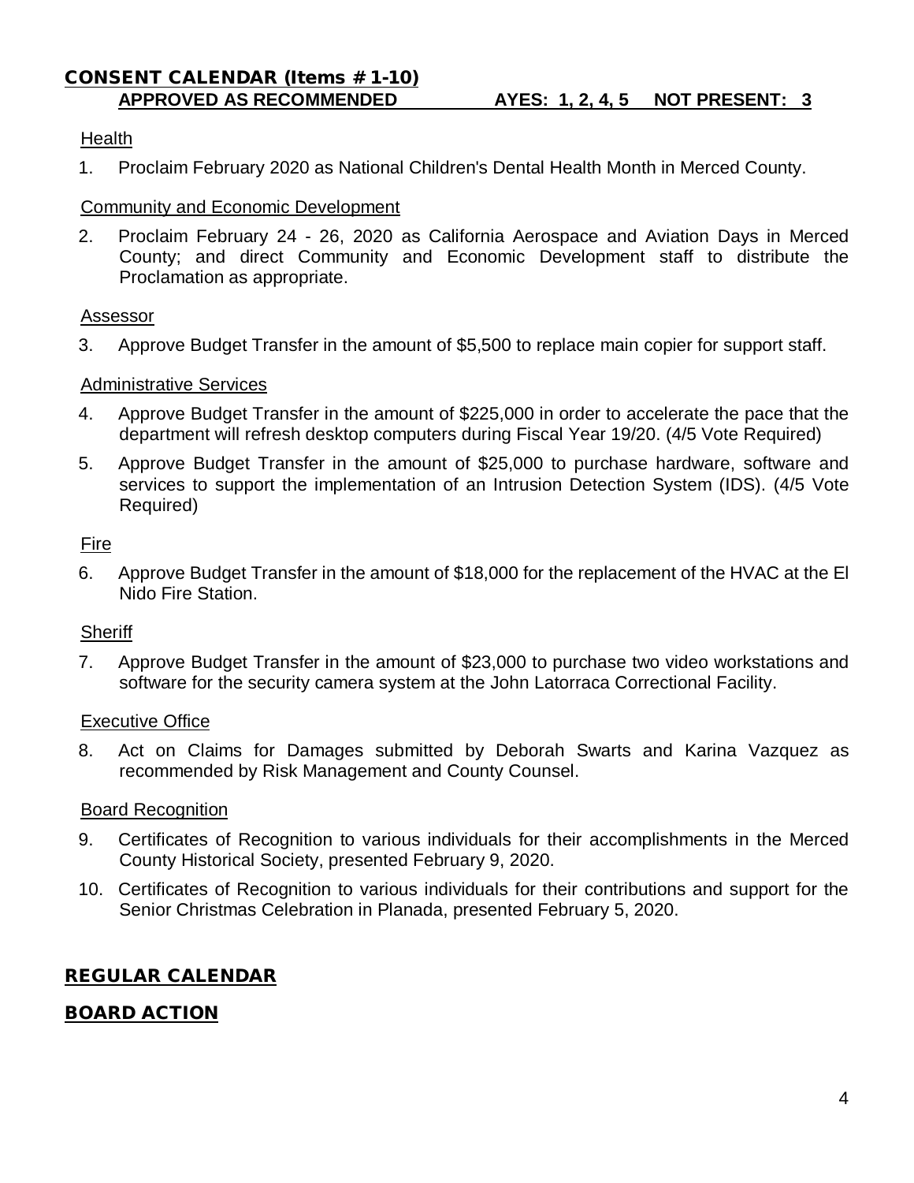## CONSENT CALENDAR (Items # 1-10)

**APPROVED AS RECOMMENDED AYES: 1, 2, 4, 5 NOT PRESENT: 3**

Health

1. Proclaim February 2020 as National Children's Dental Health Month in Merced County.

Community and Economic Development

2. Proclaim February 24 - 26, 2020 as California Aerospace and Aviation Days in Merced County; and direct Community and Economic Development staff to distribute the Proclamation as appropriate.

Assessor

3. Approve Budget Transfer in the amount of $5,500 to replace main copier for support staff.

Administrative Services

4. Approve Budget Transfer in the amount of $225,000 in order to accelerate the pace that the department will refresh desktop computers during Fiscal Year 19/20. (4/5 Vote Required)
5. Approve Budget Transfer in the amount of $25,000 to purchase hardware, software and services to support the implementation of an Intrusion Detection System (IDS). (4/5 Vote Required)

Fire

6. Approve Budget Transfer in the amount of $18,000 for the replacement of the HVAC at the El Nido Fire Station.

Sheriff

7. Approve Budget Transfer in the amount of $23,000 to purchase two video workstations and software for the security camera system at the John Latorraca Correctional Facility.

Executive Office

8. Act on Claims for Damages submitted by Deborah Swarts and Karina Vazquez as recommended by Risk Management and County Counsel.

Board Recognition

9. Certificates of Recognition to various individuals for their accomplishments in the Merced County Historical Society, presented February 9, 2020.
10. Certificates of Recognition to various individuals for their contributions and support for the Senior Christmas Celebration in Planada, presented February 5, 2020.

## REGULAR CALENDAR

## BOARD ACTION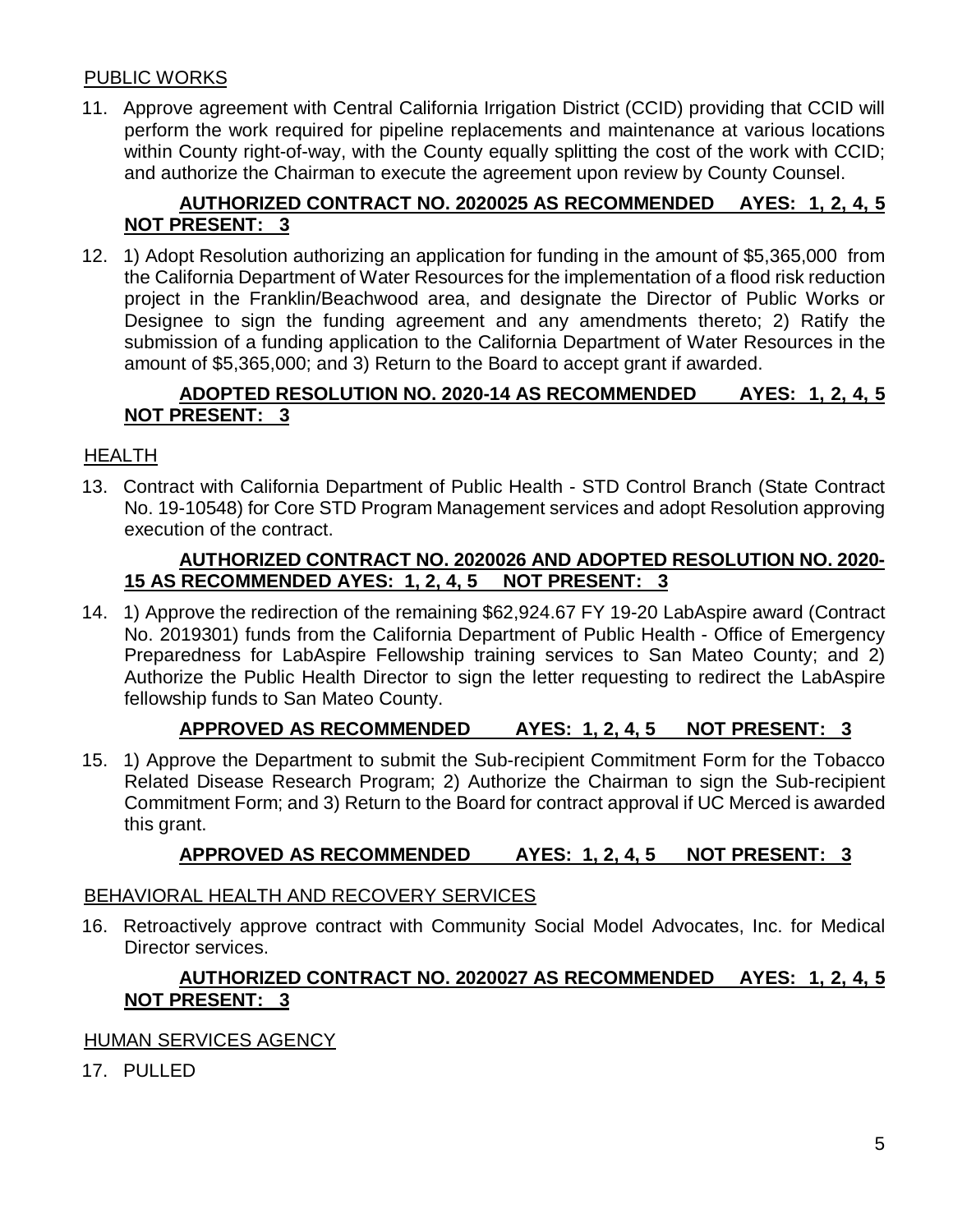PUBLIC WORKS

11. Approve agreement with Central California Irrigation District (CCID) providing that CCID will perform the work required for pipeline replacements and maintenance at various locations within County right-of-way, with the County equally splitting the cost of the work with CCID; and authorize the Chairman to execute the agreement upon review by County Counsel.

    **AUTHORIZED CONTRACT NO. 2020025 AS RECOMMENDED AYES: 1, 2, 4, 5 NOT PRESENT: 3**

12. 1) Adopt Resolution authorizing an application for funding in the amount of $5,365,000 from the California Department of Water Resources for the implementation of a flood risk reduction project in the Franklin/Beachwood area, and designate the Director of Public Works or Designee to sign the funding agreement and any amendments thereto; 2) Ratify the submission of a funding application to the California Department of Water Resources in the amount of $5,365,000; and 3) Return to the Board to accept grant if awarded.

    **ADOPTED RESOLUTION NO. 2020-14 AS RECOMMENDED AYES: 1, 2, 4, 5 NOT PRESENT: 3**

HEALTH

13. Contract with California Department of Public Health - STD Control Branch (State Contract No. 19-10548) for Core STD Program Management services and adopt Resolution approving execution of the contract.

    **AUTHORIZED CONTRACT NO. 2020026 AND ADOPTED RESOLUTION NO. 2020-15 AS RECOMMENDED AYES: 1, 2, 4, 5 NOT PRESENT: 3**

14. 1) Approve the redirection of the remaining $62,924.67 FY 19-20 LabAspire award (Contract No. 2019301) funds from the California Department of Public Health - Office of Emergency Preparedness for LabAspire Fellowship training services to San Mateo County; and 2) Authorize the Public Health Director to sign the letter requesting to redirect the LabAspire fellowship funds to San Mateo County.

    **APPROVED AS RECOMMENDED AYES: 1, 2, 4, 5 NOT PRESENT: 3**

15. 1) Approve the Department to submit the Sub-recipient Commitment Form for the Tobacco Related Disease Research Program; 2) Authorize the Chairman to sign the Sub-recipient Commitment Form; and 3) Return to the Board for contract approval if UC Merced is awarded this grant.

    **APPROVED AS RECOMMENDED AYES: 1, 2, 4, 5 NOT PRESENT: 3**

BEHAVIORAL HEALTH AND RECOVERY SERVICES

16. Retroactively approve contract with Community Social Model Advocates, Inc. for Medical Director services.

    **AUTHORIZED CONTRACT NO. 2020027 AS RECOMMENDED AYES: 1, 2, 4, 5 NOT PRESENT: 3**

HUMAN SERVICES AGENCY

17. PULLED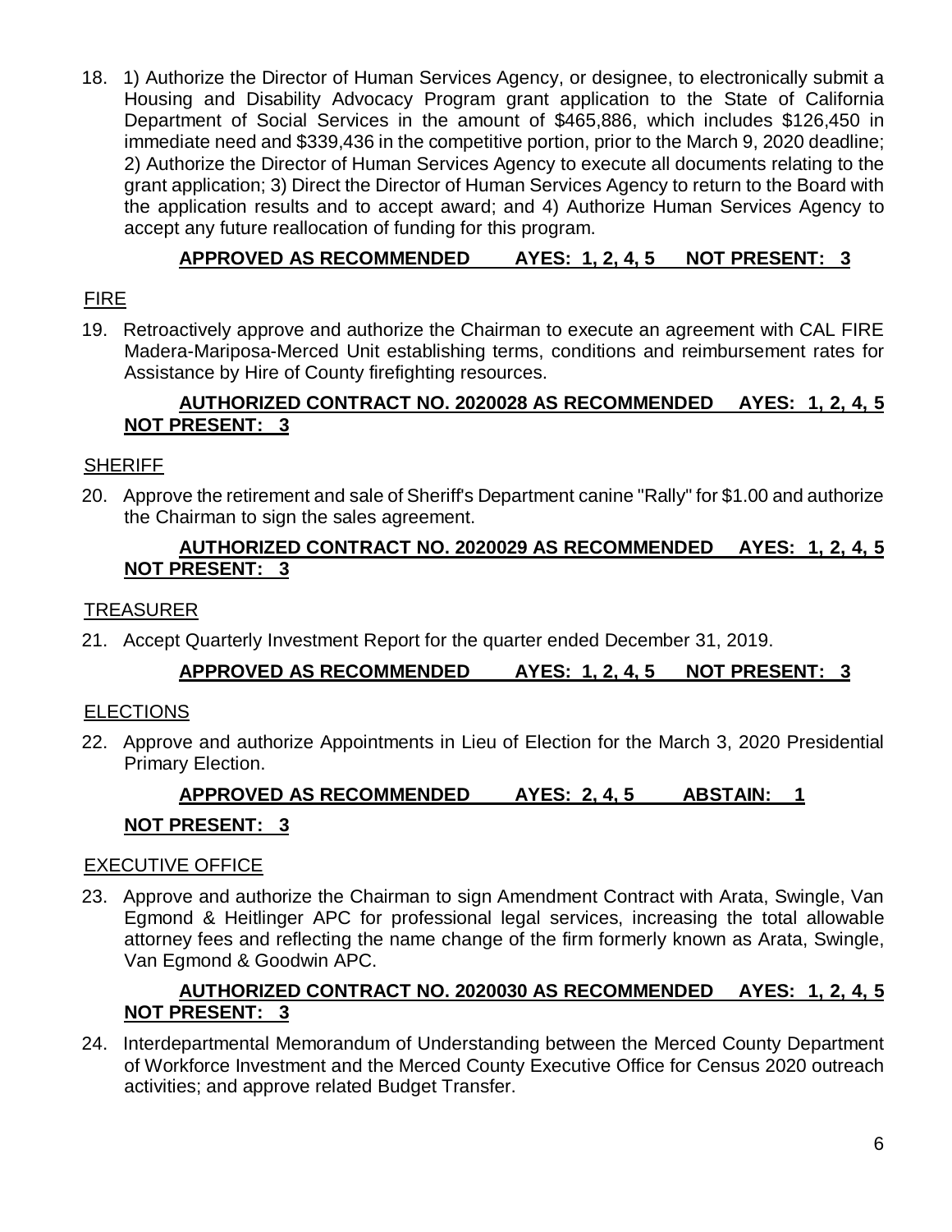18. 1) Authorize the Director of Human Services Agency, or designee, to electronically submit a Housing and Disability Advocacy Program grant application to the State of California Department of Social Services in the amount of $465,886, which includes $126,450 in immediate need and $339,436 in the competitive portion, prior to the March 9, 2020 deadline; 2) Authorize the Director of Human Services Agency to execute all documents relating to the grant application; 3) Direct the Director of Human Services Agency to return to the Board with the application results and to accept award; and 4) Authorize Human Services Agency to accept any future reallocation of funding for this program.

**APPROVED AS RECOMMENDED AYES: 1, 2, 4, 5 NOT PRESENT: 3**

FIRE

19. Retroactively approve and authorize the Chairman to execute an agreement with CAL FIRE Madera-Mariposa-Merced Unit establishing terms, conditions and reimbursement rates for Assistance by Hire of County firefighting resources.

**AUTHORIZED CONTRACT NO. 2020028 AS RECOMMENDED AYES: 1, 2, 4, 5 NOT PRESENT: 3**

SHERIFF

20. Approve the retirement and sale of Sheriff's Department canine "Rally" for $1.00 and authorize the Chairman to sign the sales agreement.

**AUTHORIZED CONTRACT NO. 2020029 AS RECOMMENDED AYES: 1, 2, 4, 5 NOT PRESENT: 3**

TREASURER

21. Accept Quarterly Investment Report for the quarter ended December 31, 2019.

**APPROVED AS RECOMMENDED AYES: 1, 2, 4, 5 NOT PRESENT: 3**

ELECTIONS

22. Approve and authorize Appointments in Lieu of Election for the March 3, 2020 Presidential Primary Election.

**APPROVED AS RECOMMENDED AYES: 2, 4, 5 ABSTAIN: 1**

**NOT PRESENT: 3**

EXECUTIVE OFFICE

23. Approve and authorize the Chairman to sign Amendment Contract with Arata, Swingle, Van Egmond & Heitlinger APC for professional legal services, increasing the total allowable attorney fees and reflecting the name change of the firm formerly known as Arata, Swingle, Van Egmond & Goodwin APC.

**AUTHORIZED CONTRACT NO. 2020030 AS RECOMMENDED AYES: 1, 2, 4, 5 NOT PRESENT: 3**

24. Interdepartmental Memorandum of Understanding between the Merced County Department of Workforce Investment and the Merced County Executive Office for Census 2020 outreach activities; and approve related Budget Transfer.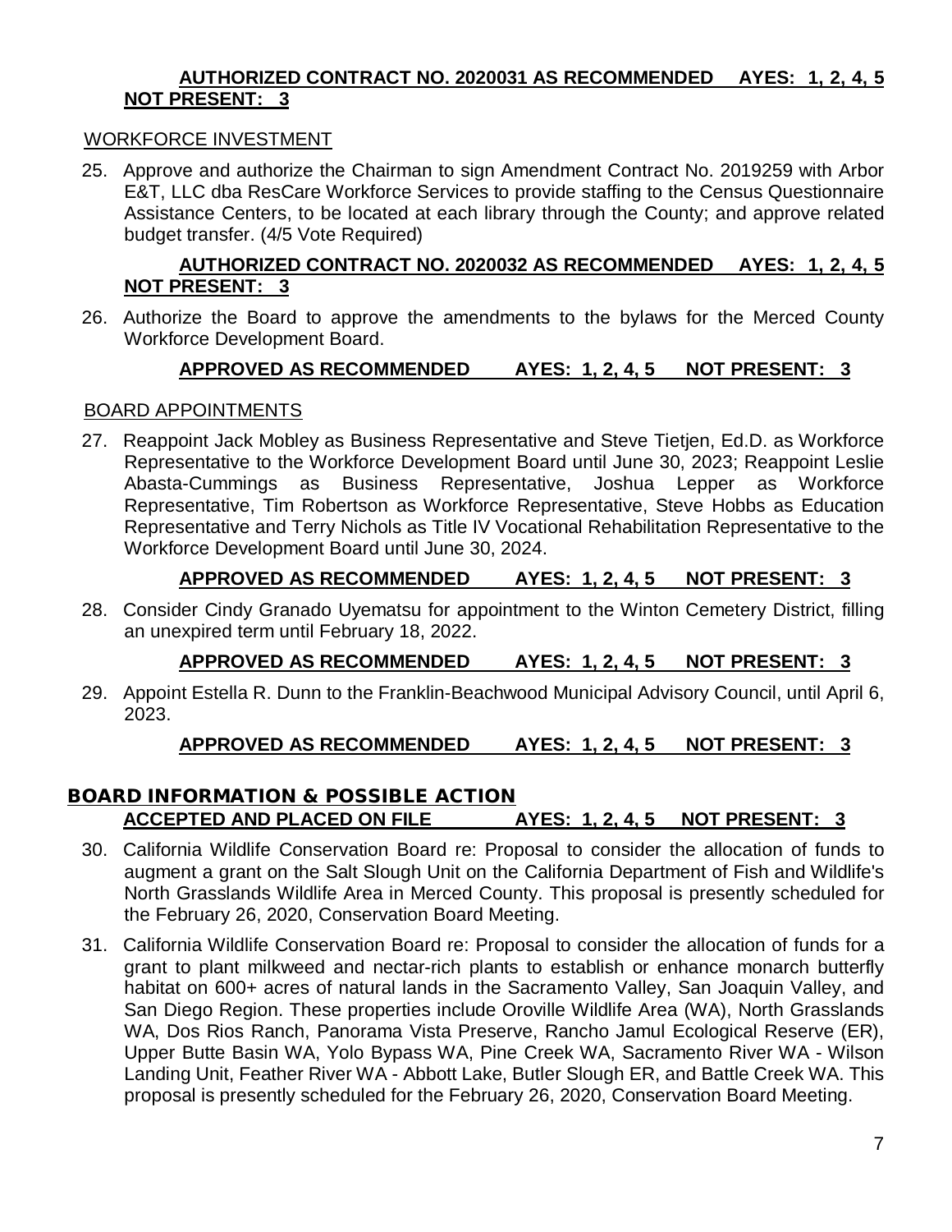**AUTHORIZED CONTRACT NO. 2020031 AS RECOMMENDED AYES: 1, 2, 4, 5 NOT PRESENT: 3**

WORKFORCE INVESTMENT

25. Approve and authorize the Chairman to sign Amendment Contract No. 2019259 with Arbor E&T, LLC dba ResCare Workforce Services to provide staffing to the Census Questionnaire Assistance Centers, to be located at each library through the County; and approve related budget transfer. (4/5 Vote Required)

    **AUTHORIZED CONTRACT NO. 2020032 AS RECOMMENDED AYES: 1, 2, 4, 5 NOT PRESENT: 3**

26. Authorize the Board to approve the amendments to the bylaws for the Merced County Workforce Development Board.

    **APPROVED AS RECOMMENDED AYES: 1, 2, 4, 5 NOT PRESENT: 3**

BOARD APPOINTMENTS

27. Reappoint Jack Mobley as Business Representative and Steve Tietjen, Ed.D. as Workforce Representative to the Workforce Development Board until June 30, 2023; Reappoint Leslie Abasta-Cummings as Business Representative, Joshua Lepper as Workforce Representative, Tim Robertson as Workforce Representative, Steve Hobbs as Education Representative and Terry Nichols as Title IV Vocational Rehabilitation Representative to the Workforce Development Board until June 30, 2024.

    **APPROVED AS RECOMMENDED AYES: 1, 2, 4, 5 NOT PRESENT: 3**

28. Consider Cindy Granado Uyematsu for appointment to the Winton Cemetery District, filling an unexpired term until February 18, 2022.

    **APPROVED AS RECOMMENDED AYES: 1, 2, 4, 5 NOT PRESENT: 3**

29. Appoint Estella R. Dunn to the Franklin-Beachwood Municipal Advisory Council, until April 6, 2023.

    **APPROVED AS RECOMMENDED AYES: 1, 2, 4, 5 NOT PRESENT: 3**

## BOARD INFORMATION & POSSIBLE ACTION

**ACCEPTED AND PLACED ON FILE AYES: 1, 2, 4, 5 NOT PRESENT: 3**

30. California Wildlife Conservation Board re: Proposal to consider the allocation of funds to augment a grant on the Salt Slough Unit on the California Department of Fish and Wildlife's North Grasslands Wildlife Area in Merced County. This proposal is presently scheduled for the February 26, 2020, Conservation Board Meeting.

31. California Wildlife Conservation Board re: Proposal to consider the allocation of funds for a grant to plant milkweed and nectar-rich plants to establish or enhance monarch butterfly habitat on 600+ acres of natural lands in the Sacramento Valley, San Joaquin Valley, and San Diego Region. These properties include Oroville Wildlife Area (WA), North Grasslands WA, Dos Rios Ranch, Panorama Vista Preserve, Rancho Jamul Ecological Reserve (ER), Upper Butte Basin WA, Yolo Bypass WA, Pine Creek WA, Sacramento River WA - Wilson Landing Unit, Feather River WA - Abbott Lake, Butler Slough ER, and Battle Creek WA. This proposal is presently scheduled for the February 26, 2020, Conservation Board Meeting.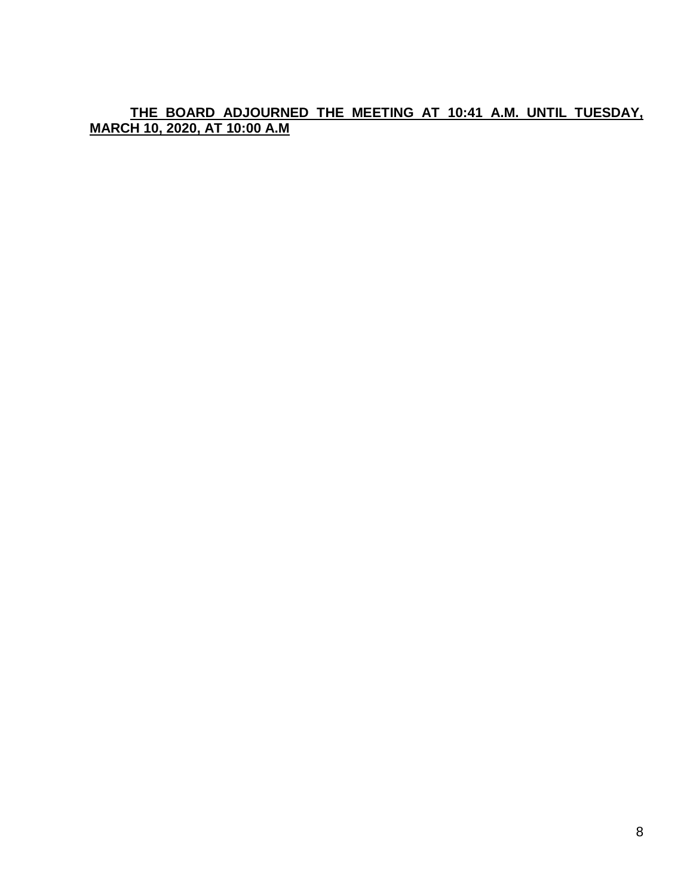**<u>THE BOARD ADJOURNED THE MEETING AT 10:41 A.M. UNTIL TUESDAY, MARCH 10, 2020, AT 10:00 A.M</u>**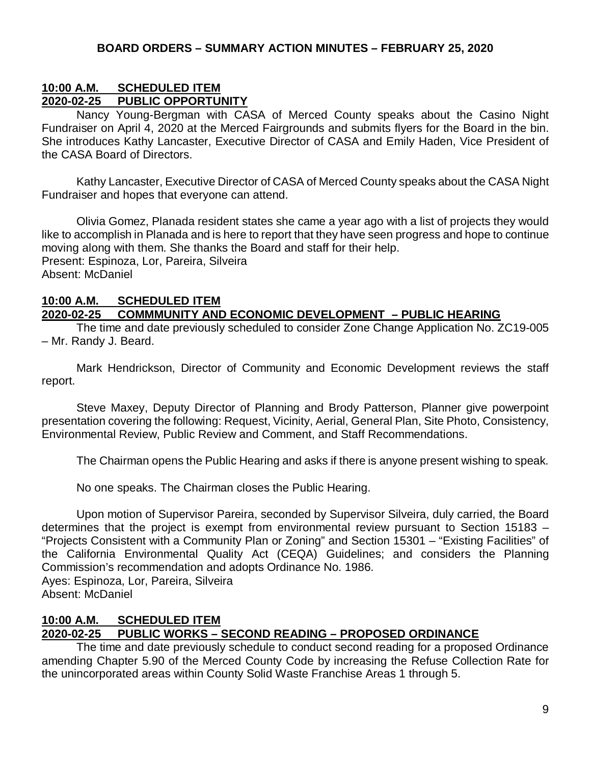## BOARD ORDERS – SUMMARY ACTION MINUTES – FEBRUARY 25, 2020

**10:00 A.M. SCHEDULED ITEM**
**2020-02-25 PUBLIC OPPORTUNITY**

Nancy Young-Bergman with CASA of Merced County speaks about the Casino Night Fundraiser on April 4, 2020 at the Merced Fairgrounds and submits flyers for the Board in the bin. She introduces Kathy Lancaster, Executive Director of CASA and Emily Haden, Vice President of the CASA Board of Directors.

Kathy Lancaster, Executive Director of CASA of Merced County speaks about the CASA Night Fundraiser and hopes that everyone can attend.

Olivia Gomez, Planada resident states she came a year ago with a list of projects they would like to accomplish in Planada and is here to report that they have seen progress and hope to continue moving along with them. She thanks the Board and staff for their help.
Present: Espinoza, Lor, Pareira, Silveira
Absent: McDaniel

**10:00 A.M. SCHEDULED ITEM**
**2020-02-25 COMMMUNITY AND ECONOMIC DEVELOPMENT – PUBLIC HEARING**

The time and date previously scheduled to consider Zone Change Application No. ZC19-005 – Mr. Randy J. Beard.

Mark Hendrickson, Director of Community and Economic Development reviews the staff report.

Steve Maxey, Deputy Director of Planning and Brody Patterson, Planner give powerpoint presentation covering the following: Request, Vicinity, Aerial, General Plan, Site Photo, Consistency, Environmental Review, Public Review and Comment, and Staff Recommendations.

The Chairman opens the Public Hearing and asks if there is anyone present wishing to speak.

No one speaks. The Chairman closes the Public Hearing.

Upon motion of Supervisor Pareira, seconded by Supervisor Silveira, duly carried, the Board determines that the project is exempt from environmental review pursuant to Section 15183 – "Projects Consistent with a Community Plan or Zoning" and Section 15301 – "Existing Facilities" of the California Environmental Quality Act (CEQA) Guidelines; and considers the Planning Commission's recommendation and adopts Ordinance No. 1986.
Ayes: Espinoza, Lor, Pareira, Silveira
Absent: McDaniel

**10:00 A.M. SCHEDULED ITEM**
**2020-02-25 PUBLIC WORKS – SECOND READING – PROPOSED ORDINANCE**

The time and date previously schedule to conduct second reading for a proposed Ordinance amending Chapter 5.90 of the Merced County Code by increasing the Refuse Collection Rate for the unincorporated areas within County Solid Waste Franchise Areas 1 through 5.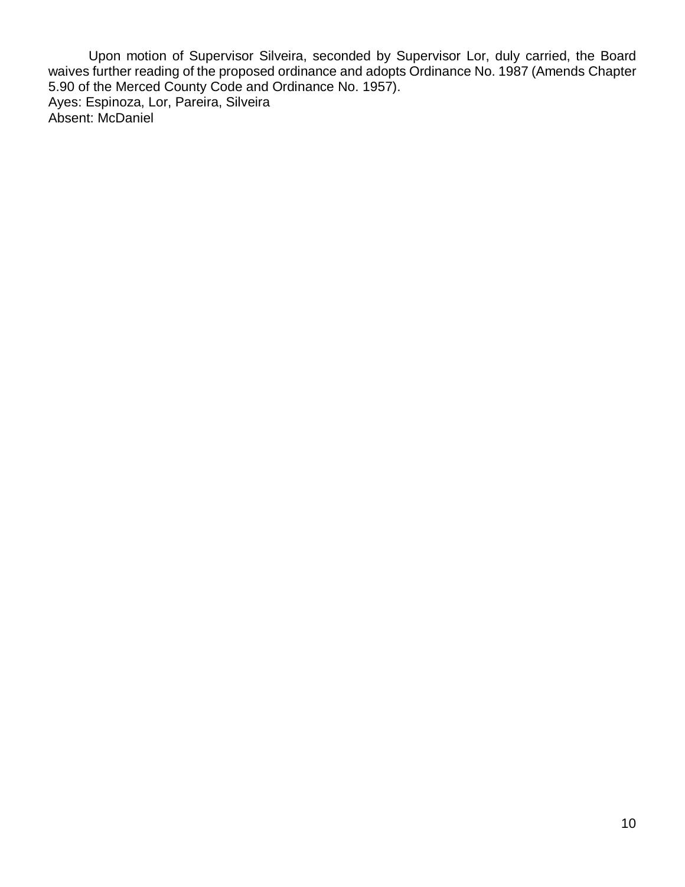Upon motion of Supervisor Silveira, seconded by Supervisor Lor, duly carried, the Board waives further reading of the proposed ordinance and adopts Ordinance No. 1987 (Amends Chapter 5.90 of the Merced County Code and Ordinance No. 1957).
Ayes: Espinoza, Lor, Pareira, Silveira
Absent: McDaniel